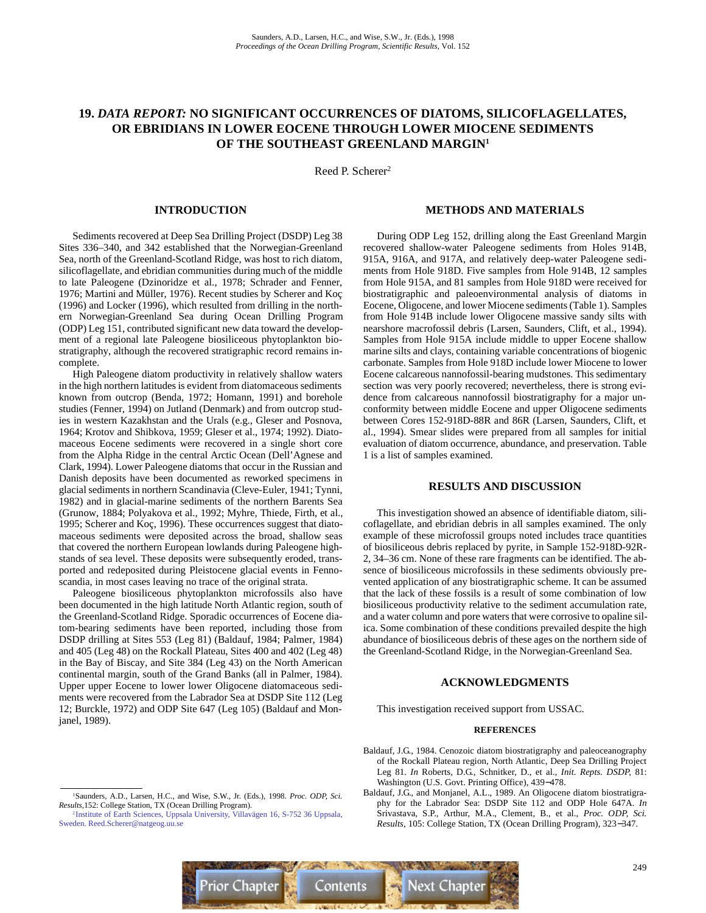# 19. *DATA REPORT:* NO SIGNIFICANT OCCURRENCES OF DIATOMS, SILICOFLAGELLATES, OR EBRIDIANS IN LOWER EOCENE THROUGH LOWER MIOCENE SEDIMENTS OF THE SOUTHEAST GREENLAND MARGIN[1]

Reed P. Scherer[2]

## INTRODUCTION

Sediments recovered at Deep Sea Drilling Project (DSDP) Leg 38 Sites 336–340, and 342 established that the Norwegian-Greenland Sea, north of the Greenland-Scotland Ridge, was host to rich diatom, silicoflagellate, and ebridian communities during much of the middle to late Paleogene (Dzinoridze et al., 1978; Schrader and Fenner, 1976; Martini and Müller, 1976). Recent studies by Scherer and Koç (1996) and Locker (1996), which resulted from drilling in the northern Norwegian-Greenland Sea during Ocean Drilling Program (ODP) Leg 151, contributed significant new data toward the development of a regional late Paleogene biosiliceous phytoplankton biostratigraphy, although the recovered stratigraphic record remains incomplete.

High Paleogene diatom productivity in relatively shallow waters in the high northern latitudes is evident from diatomaceous sediments known from outcrop (Benda, 1972; Homann, 1991) and borehole studies (Fenner, 1994) on Jutland (Denmark) and from outcrop studies in western Kazakhstan and the Urals (e.g., Gleser and Posnova, 1964; Krotov and Shibkova, 1959; Gleser et al., 1974; 1992). Diatomaceous Eocene sediments were recovered in a single short core from the Alpha Ridge in the central Arctic Ocean (Dell'Agnese and Clark, 1994). Lower Paleogene diatoms that occur in the Russian and Danish deposits have been documented as reworked specimens in glacial sediments in northern Scandinavia (Cleve-Euler, 1941; Tynni, 1982) and in glacial-marine sediments of the northern Barents Sea (Grunow, 1884; Polyakova et al., 1992; Myhre, Thiede, Firth, et al., 1995; Scherer and Koç, 1996). These occurrences suggest that diatomaceous sediments were deposited across the broad, shallow seas that covered the northern European lowlands during Paleogene highstands of sea level. These deposits were subsequently eroded, transported and redeposited during Pleistocene glacial events in Fennoscandia, in most cases leaving no trace of the original strata.

Paleogene biosiliceous phytoplankton microfossils also have been documented in the high latitude North Atlantic region, south of the Greenland-Scotland Ridge. Sporadic occurrences of Eocene diatom-bearing sediments have been reported, including those from DSDP drilling at Sites 553 (Leg 81) (Baldauf, 1984; Palmer, 1984) and 405 (Leg 48) on the Rockall Plateau, Sites 400 and 402 (Leg 48) in the Bay of Biscay, and Site 384 (Leg 43) on the North American continental margin, south of the Grand Banks (all in Palmer, 1984). Upper upper Eocene to lower lower Oligocene diatomaceous sediments were recovered from the Labrador Sea at DSDP Site 112 (Leg 12; Burckle, 1972) and ODP Site 647 (Leg 105) (Baldauf and Monjanel, 1989).

## METHODS AND MATERIALS

During ODP Leg 152, drilling along the East Greenland Margin recovered shallow-water Paleogene sediments from Holes 914B, 915A, 916A, and 917A, and relatively deep-water Paleogene sediments from Hole 918D. Five samples from Hole 914B, 12 samples from Hole 915A, and 81 samples from Hole 918D were received for biostratigraphic and paleoenvironmental analysis of diatoms in Eocene, Oligocene, and lower Miocene sediments (Table 1). Samples from Hole 914B include lower Oligocene massive sandy silts with nearshore macrofossil debris (Larsen, Saunders, Clift, et al., 1994). Samples from Hole 915A include middle to upper Eocene shallow marine silts and clays, containing variable concentrations of biogenic carbonate. Samples from Hole 918D include lower Miocene to lower Eocene calcareous nannofossil-bearing mudstones. This sedimentary section was very poorly recovered; nevertheless, there is strong evidence from calcareous nannofossil biostratigraphy for a major unconformity between middle Eocene and upper Oligocene sediments between Cores 152-918D-88R and 86R (Larsen, Saunders, Clift, et al., 1994). Smear slides were prepared from all samples for initial evaluation of diatom occurrence, abundance, and preservation. Table 1 is a list of samples examined.

## RESULTS AND DISCUSSION

This investigation showed an absence of identifiable diatom, silicoflagellate, and ebridian debris in all samples examined. The only example of these microfossil groups noted includes trace quantities of biosiliceous debris replaced by pyrite, in Sample 152-918D-92R-2, 34–36 cm. None of these rare fragments can be identified. The absence of biosiliceous microfossils in these sediments obviously prevented application of any biostratigraphic scheme. It can be assumed that the lack of these fossils is a result of some combination of low biosiliceous productivity relative to the sediment accumulation rate, and a water column and pore waters that were corrosive to opaline silica. Some combination of these conditions prevailed despite the high abundance of biosiliceous debris of these ages on the northern side of the Greenland-Scotland Ridge, in the Norwegian-Greenland Sea.

## ACKNOWLEDGMENTS

This investigation received support from USSAC.

### REFERENCES

Baldauf, J.G., 1984. Cenozoic diatom biostratigraphy and paleoceanography of the Rockall Plateau region, North Atlantic, Deep Sea Drilling Project Leg 81. *In* Roberts, D.G., Schnitker, D., et al., *Init. Repts. DSDP,* 81: Washington (U.S. Govt. Printing Office), 439−478.

Baldauf, J.G., and Monjanel, A.L., 1989. An Oligocene diatom biostratigraphy for the Labrador Sea: DSDP Site 112 and ODP Hole 647A. *In* Srivastava, S.P., Arthur, M.A., Clement, B., et al., *Proc. ODP, Sci. Results,* 105: College Station, TX (Ocean Drilling Program), 323−347.

---

[1]Saunders, A.D., Larsen, H.C., and Wise, S.W., Jr. (Eds.), 1998. *Proc. ODP, Sci. Results,*152: College Station, TX (Ocean Drilling Program).

[2]Institute of Earth Sciences, Uppsala University, Villavägen 16, S-752 36 Uppsala, Sweden. Reed.Scherer@natgeog.uu.se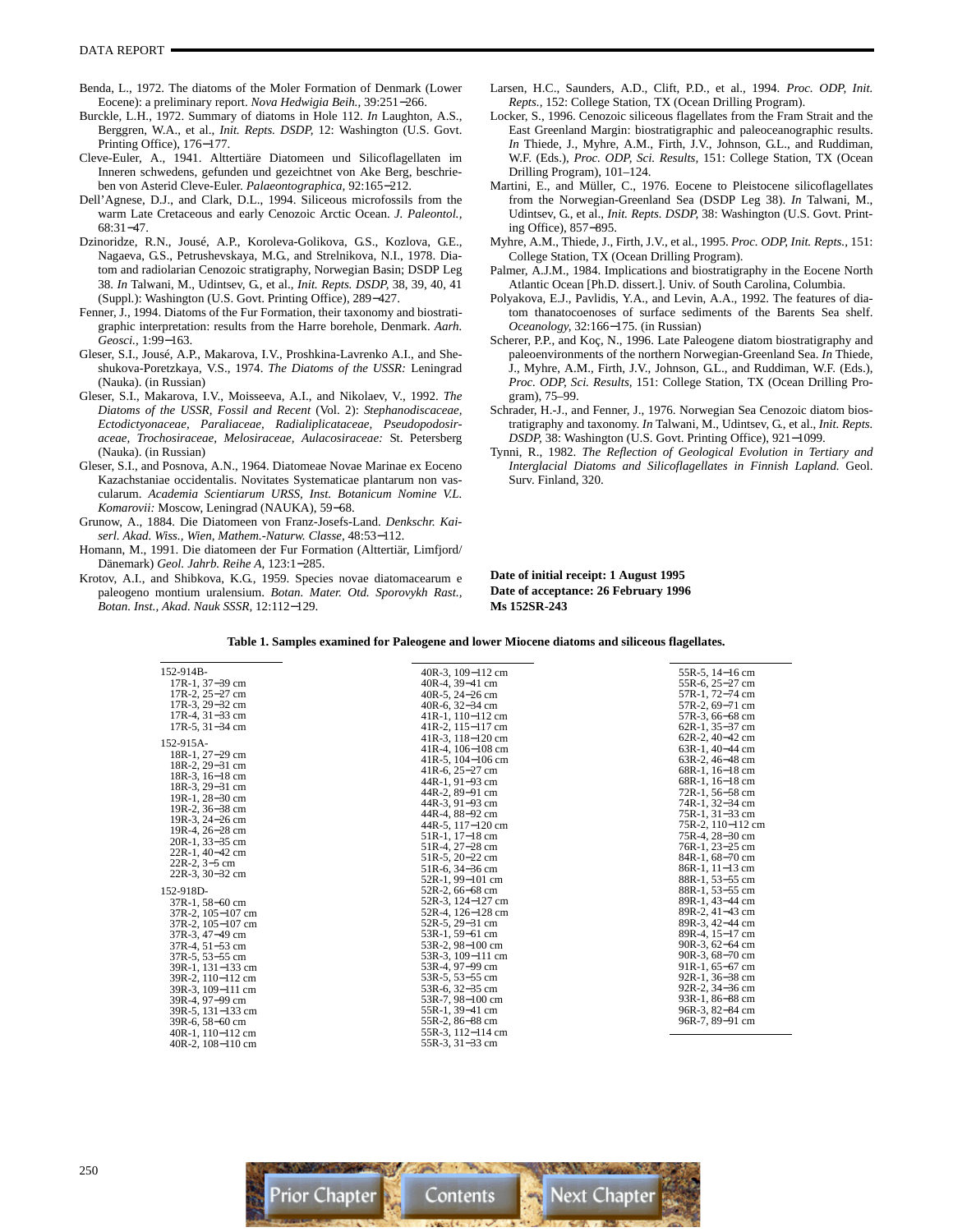Benda, L., 1972. The diatoms of the Moler Formation of Denmark (Lower Eocene): a preliminary report. *Nova Hedwigia Beih.,* 39:251−266.

Burckle, L.H., 1972. Summary of diatoms in Hole 112. *In* Laughton, A.S., Berggren, W.A., et al., *Init. Repts. DSDP,* 12: Washington (U.S. Govt. Printing Office), 176−177.

Cleve-Euler, A., 1941. Alttertiäre Diatomeen und Silicoflagellaten im Inneren schwedens, gefunden und gezeichtnet von Ake Berg, beschrieben von Asterid Cleve-Euler. *Palaeontographica,* 92:165−212.

Dell'Agnese, D.J., and Clark, D.L., 1994. Siliceous microfossils from the warm Late Cretaceous and early Cenozoic Arctic Ocean. *J. Paleontol.,* 68:31−47.

Dzinoridze, R.N., Jousé, A.P., Koroleva-Golikova, G.S., Kozlova, G.E., Nagaeva, G.S., Petrushevskaya, M.G., and Strelnikova, N.I., 1978. Diatom and radiolarian Cenozoic stratigraphy, Norwegian Basin; DSDP Leg 38. *In* Talwani, M., Udintsev, G., et al., *Init. Repts. DSDP,* 38, 39, 40, 41 (Suppl.): Washington (U.S. Govt. Printing Office), 289−427.

Fenner, J., 1994. Diatoms of the Fur Formation, their taxonomy and biostratigraphic interpretation: results from the Harre borehole, Denmark. *Aarh. Geosci.,* 1:99−163.

Gleser, S.I., Jousé, A.P., Makarova, I.V., Proshkina-Lavrenko A.I., and Sheshukova-Poretzkaya, V.S., 1974. *The Diatoms of the USSR:* Leningrad (Nauka). (in Russian)

Gleser, S.I., Makarova, I.V., Moisseeva, A.I., and Nikolaev, V., 1992. *The Diatoms of the USSR, Fossil and Recent* (Vol. 2): *Stephanodiscaceae, Ectodictyonaceae, Paraliaceae, Radialiplicataceae, Pseudopodosiraceae, Trochosiraceae, Melosiraceae, Aulacosiraceae:* St. Petersberg (Nauka). (in Russian)

Gleser, S.I., and Posnova, A.N., 1964. Diatomeae Novae Marinae ex Eoceno Kazachstaniae occidentalis. Novitates Systematicae plantarum non vascularum. *Academia Scientiarum URSS, Inst. Botanicum Nomine V.L. Komarovii:* Moscow, Leningrad (NAUKA), 59−68.

Grunow, A., 1884. Die Diatomeen von Franz-Josefs-Land. *Denkschr. Kaiserl. Akad. Wiss., Wien, Mathem.-Naturw. Classe,* 48:53−112.

Homann, M., 1991. Die diatomeen der Fur Formation (Alttertiär, Limfjord/ Dänemark) *Geol. Jahrb. Reihe A,* 123:1−285.

Krotov, A.I., and Shibkova, K.G., 1959. Species novae diatomacearum e paleogeno montium uralensium. *Botan. Mater. Otd. Sporovykh Rast., Botan. Inst., Akad. Nauk SSSR,* 12:112−129.

Larsen, H.C., Saunders, A.D., Clift, P.D., et al., 1994. *Proc. ODP, Init. Repts.,* 152: College Station, TX (Ocean Drilling Program).

Locker, S., 1996. Cenozoic siliceous flagellates from the Fram Strait and the East Greenland Margin: biostratigraphic and paleoceanographic results. *In* Thiede, J., Myhre, A.M., Firth, J.V., Johnson, G.L., and Ruddiman, W.F. (Eds.), *Proc. ODP, Sci. Results,* 151: College Station, TX (Ocean Drilling Program), 101–124.

Martini, E., and Müller, C., 1976. Eocene to Pleistocene silicoflagellates from the Norwegian-Greenland Sea (DSDP Leg 38). *In* Talwani, M., Udintsev, G., et al., *Init. Repts. DSDP,* 38: Washington (U.S. Govt. Printing Office), 857−895.

Myhre, A.M., Thiede, J., Firth, J.V., et al., 1995. *Proc. ODP, Init. Repts.,* 151: College Station, TX (Ocean Drilling Program).

Palmer, A.J.M., 1984. Implications and biostratigraphy in the Eocene North Atlantic Ocean [Ph.D. dissert.]. Univ. of South Carolina, Columbia.

Polyakova, E.J., Pavlidis, Y.A., and Levin, A.A., 1992. The features of diatom thanatocoenoses of surface sediments of the Barents Sea shelf. *Oceanology,* 32:166−175. (in Russian)

Scherer, P.P., and Koç, N., 1996. Late Paleogene diatom biostratigraphy and paleoenvironments of the northern Norwegian-Greenland Sea. *In* Thiede, J., Myhre, A.M., Firth, J.V., Johnson, G.L., and Ruddiman, W.F. (Eds.), *Proc. ODP, Sci. Results,* 151: College Station, TX (Ocean Drilling Program), 75–99.

Schrader, H.-J., and Fenner, J., 1976. Norwegian Sea Cenozoic diatom biostratigraphy and taxonomy. *In* Talwani, M., Udintsev, G., et al., *Init. Repts. DSDP,* 38: Washington (U.S. Govt. Printing Office), 921−1099.

Tynni, R., 1982. *The Reflection of Geological Evolution in Tertiary and Interglacial Diatoms and Silicoflagellates in Finnish Lapland.* Geol. Surv. Finland, 320.

**Date of initial receipt: 1 August 1995**
**Date of acceptance: 26 February 1996**
**Ms 152SR-243**

**Table 1. Samples examined for Paleogene and lower Miocene diatoms and siliceous flagellates.**

| | | |
|---|---|---|
| 152-914B- | 40R-3, 109−112 cm | 55R-5, 14−16 cm |
| 17R-1, 37−39 cm | 40R-4, 39−41 cm | 55R-6, 25−27 cm |
| 17R-2, 25−27 cm | 40R-5, 24−26 cm | 57R-1, 72−74 cm |
| 17R-3, 29−32 cm | 40R-6, 32−34 cm | 57R-2, 69−71 cm |
| 17R-4, 31−33 cm | 41R-1, 110−112 cm | 57R-3, 66−68 cm |
| 17R-5, 31−34 cm | 41R-2, 115−117 cm | 62R-1, 35−37 cm |
| 152-915A- | 41R-3, 118−120 cm | 62R-2, 40−42 cm |
| 18R-1, 27−29 cm | 41R-4, 106−108 cm | 63R-1, 40−44 cm |
| 18R-2, 29−31 cm | 41R-5, 104−106 cm | 63R-2, 46−48 cm |
| 18R-3, 16−18 cm | 41R-6, 25−27 cm | 68R-1, 16−18 cm |
| 18R-3, 29−31 cm | 44R-1, 91−93 cm | 68R-1, 16−18 cm |
| 19R-1, 28−30 cm | 44R-2, 89−91 cm | 72R-1, 56−58 cm |
| 19R-2, 36−38 cm | 44R-3, 91−93 cm | 74R-1, 32−34 cm |
| 19R-3, 24−26 cm | 44R-4, 88−92 cm | 75R-1, 31−33 cm |
| 19R-4, 26−28 cm | 44R-5, 117−120 cm | 75R-2, 110−112 cm |
| 20R-1, 33−35 cm | 51R-1, 17−18 cm | 75R-4, 28−30 cm |
| 22R-1, 40−42 cm | 51R-4, 27−28 cm | 76R-1, 23−25 cm |
| 22R-2, 3−5 cm | 51R-5, 20−22 cm | 84R-1, 68−70 cm |
| 22R-3, 30−32 cm | 51R-6, 34−36 cm | 86R-1, 11−13 cm |
| 152-918D- | 52R-1, 99−101 cm | 88R-1, 53−55 cm |
| 37R-1, 58−60 cm | 52R-2, 66−68 cm | 88R-1, 53−55 cm |
| 37R-2, 105−107 cm | 52R-3, 124−127 cm | 89R-1, 43−44 cm |
| 37R-2, 105−107 cm | 52R-4, 126−128 cm | 89R-2, 41−43 cm |
| 37R-3, 47−49 cm | 52R-5, 29−31 cm | 89R-3, 42−44 cm |
| 37R-4, 51−53 cm | 53R-1, 59−61 cm | 89R-4, 15−17 cm |
| 37R-5, 53−55 cm | 53R-2, 98−100 cm | 90R-3, 62−64 cm |
| 39R-1, 131−133 cm | 53R-3, 109−111 cm | 90R-3, 68−70 cm |
| 39R-2, 110−112 cm | 53R-4, 97−99 cm | 91R-1, 65−67 cm |
| 39R-3, 109−111 cm | 53R-5, 53−55 cm | 92R-1, 36−38 cm |
| 39R-4, 97−99 cm | 53R-6, 32−35 cm | 92R-2, 34−36 cm |
| 39R-5, 131−133 cm | 53R-7, 98−100 cm | 93R-1, 86−88 cm |
| 39R-6, 58−60 cm | 55R-1, 39−41 cm | 96R-3, 82−84 cm |
| 40R-1, 110−112 cm | 55R-2, 86−88 cm | 96R-7, 89−91 cm |
| 40R-2, 108−110 cm | 55R-3, 112−114 cm | |
| | 55R-3, 31−33 cm | |